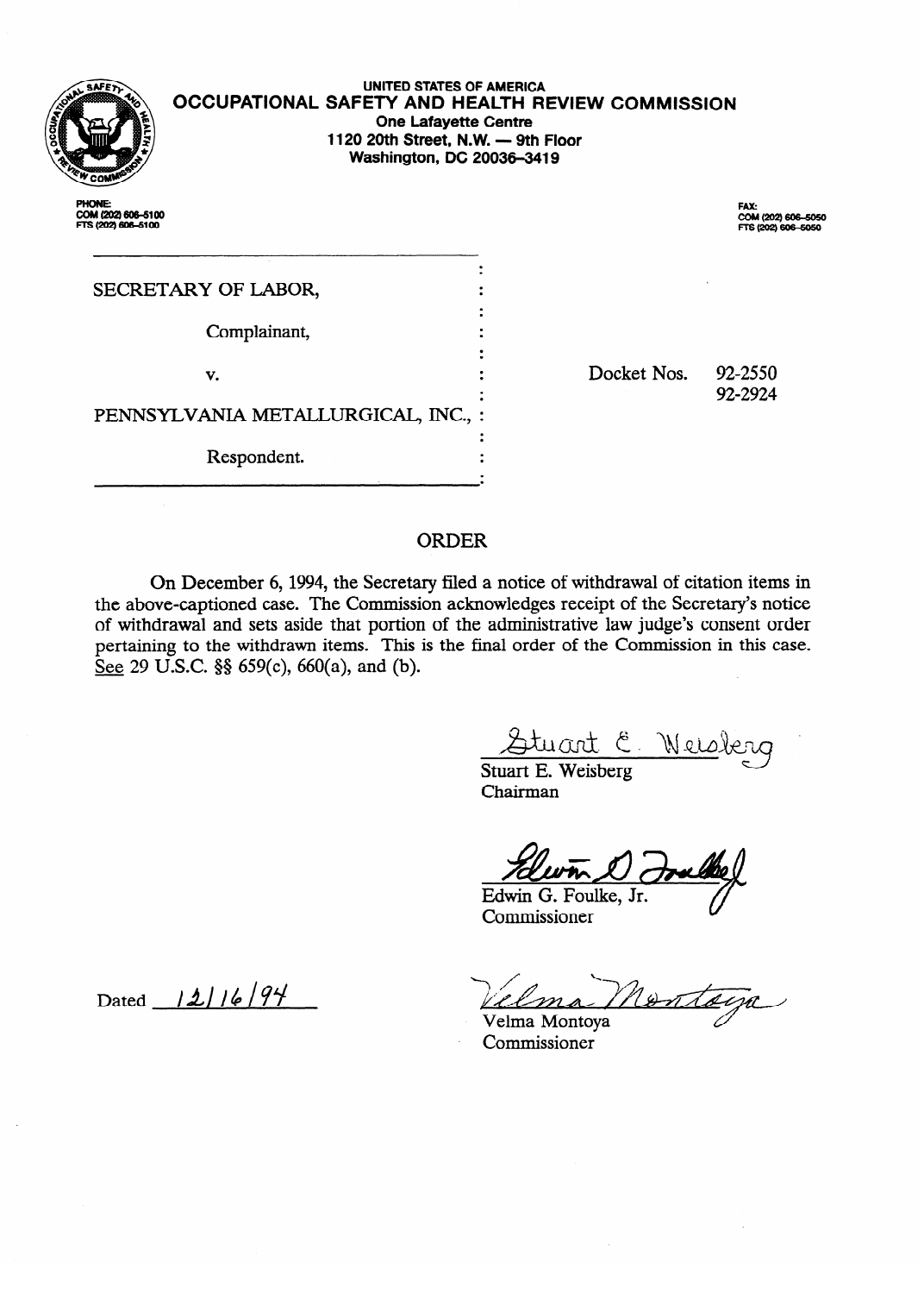UNITED STATES OF AMERICA

**OCCUPATIONAL SAFETY AND HEALTH REVIEW COMMISSION**

**One Lafayette Centre**
**1120 20th Street, N.W. — 9th Floor**
**Washington, DC 20036-3419**

PHONE:
COM (202) 606-5100
FTS (202) 606-5100

FAX:
COM (202) 606-5050
FTS (202) 606-5050

SECRETARY OF LABOR,

Complainant,

v.

PENNSYLVANIA METALLURGICAL, INC.,

Respondent.

Docket Nos. 92-2550
92-2924

## ORDER

On December 6, 1994, the Secretary filed a notice of withdrawal of citation items in the above-captioned case. The Commission acknowledges receipt of the Secretary's notice of withdrawal and sets aside that portion of the administrative law judge's consent order pertaining to the withdrawn items. This is the final order of the Commission in this case. See 29 U.S.C. §§ 659(c), 660(a), and (b).

Stuart E. Weisberg
Chairman

Edwin G. Foulke, Jr.
Commissioner

Velma Montoya
Commissioner

Dated 12/16/94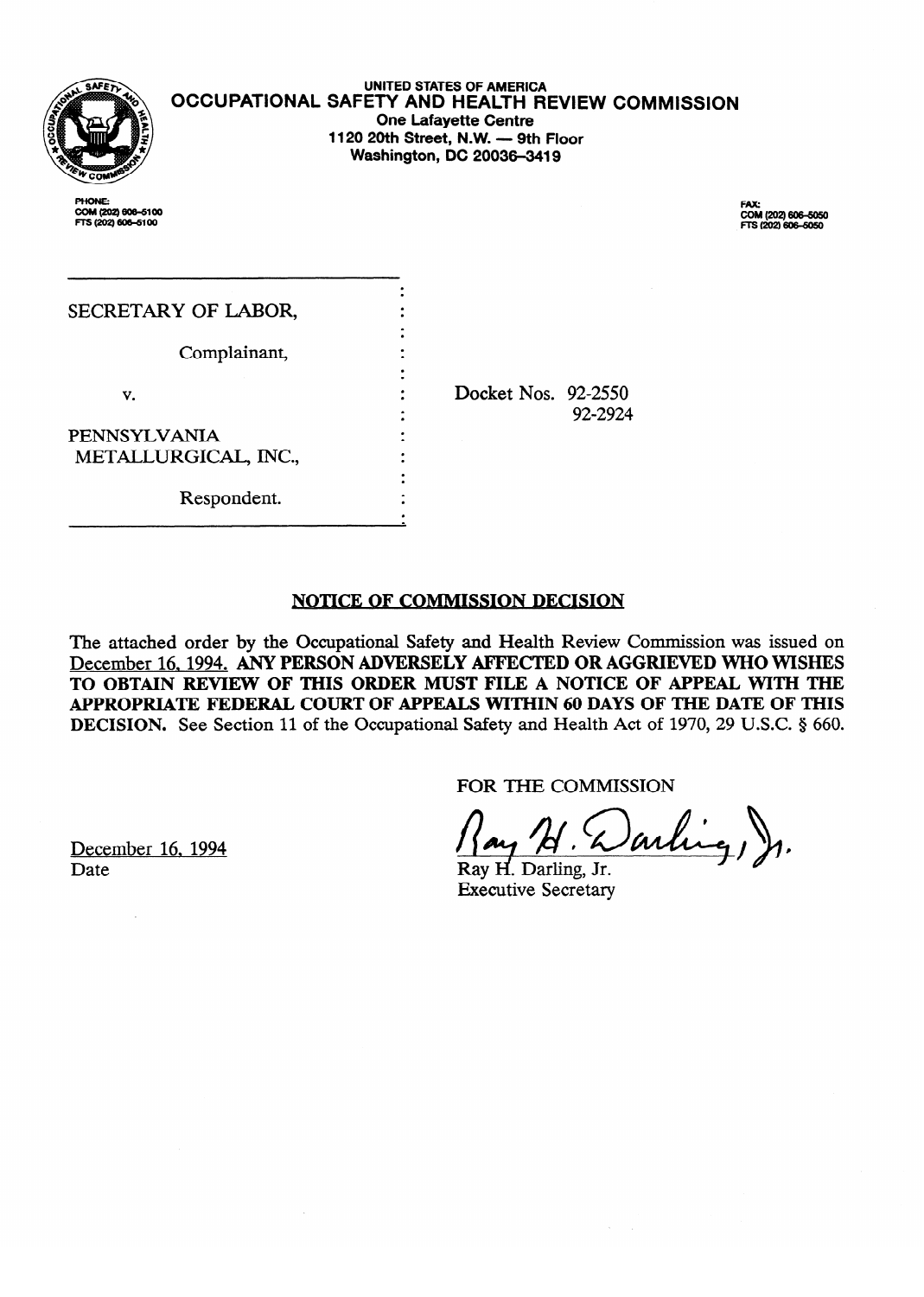UNITED STATES OF AMERICA

**OCCUPATIONAL SAFETY AND HEALTH REVIEW COMMISSION**

One Lafayette Centre
1120 20th Street, N.W. — 9th Floor
Washington, DC 20036-3419

PHONE:
COM (202) 606-5100
FTS (202) 606-5100

FAX:
COM (202) 606-5050
FTS (202) 606-5050

SECRETARY OF LABOR,

Complainant,

v.

PENNSYLVANIA METALLURGICAL, INC.,

Respondent.

Docket Nos. 92-2550
92-2924

## NOTICE OF COMMISSION DECISION

The attached order by the Occupational Safety and Health Review Commission was issued on December 16, 1994. **ANY PERSON ADVERSELY AFFECTED OR AGGRIEVED WHO WISHES TO OBTAIN REVIEW OF THIS ORDER MUST FILE A NOTICE OF APPEAL WITH THE APPROPRIATE FEDERAL COURT OF APPEALS WITHIN 60 DAYS OF THE DATE OF THIS DECISION.** See Section 11 of the Occupational Safety and Health Act of 1970, 29 U.S.C. § 660.

FOR THE COMMISSION

Ray H. Darling, Jr.
Executive Secretary

December 16, 1994
Date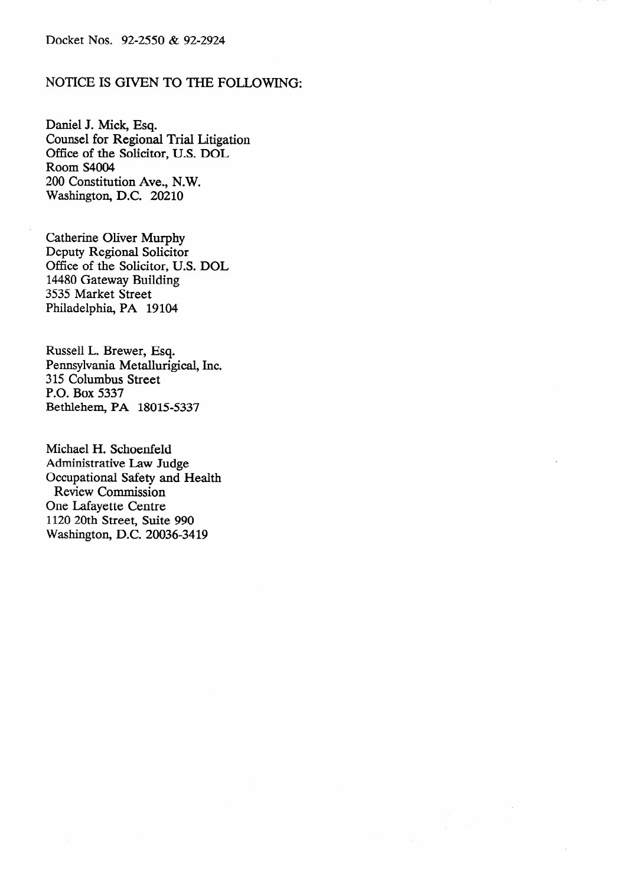Docket Nos. 92-2550 & 92-2924

NOTICE IS GIVEN TO THE FOLLOWING:

Daniel J. Mick, Esq.
Counsel for Regional Trial Litigation
Office of the Solicitor, U.S. DOL
Room S4004
200 Constitution Ave., N.W.
Washington, D.C. 20210

Catherine Oliver Murphy
Deputy Regional Solicitor
Office of the Solicitor, U.S. DOL
14480 Gateway Building
3535 Market Street
Philadelphia, PA 19104

Russell L. Brewer, Esq.
Pennsylvania Metallurigical, Inc.
315 Columbus Street
P.O. Box 5337
Bethlehem, PA 18015-5337

Michael H. Schoenfeld
Administrative Law Judge
Occupational Safety and Health
Review Commission
One Lafayette Centre
1120 20th Street, Suite 990
Washington, D.C. 20036-3419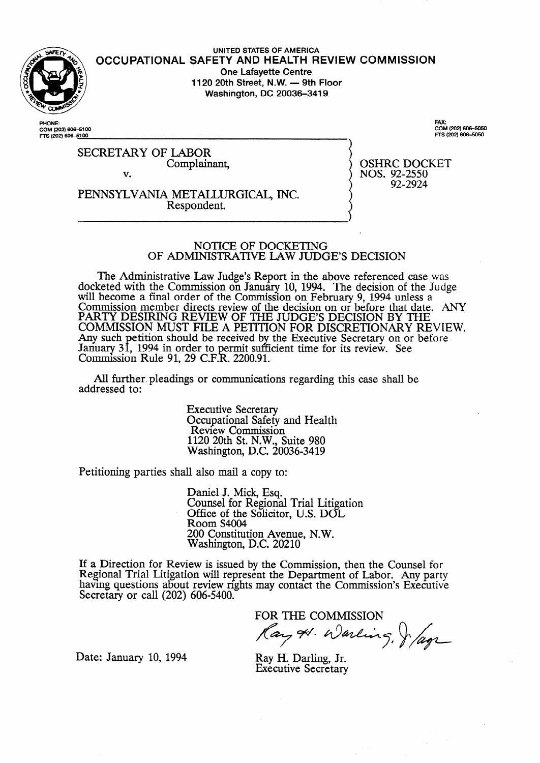UNITED STATES OF AMERICA

# OCCUPATIONAL SAFETY AND HEALTH REVIEW COMMISSION

One Lafayette Centre
1120 20th Street, N.W. — 9th Floor
Washington, DC 20036-3419

PHONE:
COM (202) 606-5100
FTS (202) 606-5100

FAX:
COM (202) 606-5050
FTS (202) 606-5050

SECRETARY OF LABOR
Complainant,

v.

PENNSYLVANIA METALLURGICAL, INC.
Respondent.

OSHRC DOCKET
NOS. 92-2550
92-2924

## NOTICE OF DOCKETING OF ADMINISTRATIVE LAW JUDGE'S DECISION

The Administrative Law Judge's Report in the above referenced case was docketed with the Commission on January 10, 1994. The decision of the Judge will become a final order of the Commission on February 9, 1994 unless a Commission member directs review of the decision on or before that date. ANY PARTY DESIRING REVIEW OF THE JUDGE'S DECISION BY THE COMMISSION MUST FILE A PETITION FOR DISCRETIONARY REVIEW. Any such petition should be received by the Executive Secretary on or before January 31, 1994 in order to permit sufficient time for its review. See Commission Rule 91, 29 C.F.R. 2200.91.

All further pleadings or communications regarding this case shall be addressed to:

Executive Secretary
Occupational Safety and Health
Review Commission
1120 20th St. N.W., Suite 980
Washington, D.C. 20036-3419

Petitioning parties shall also mail a copy to:

Daniel J. Mick, Esq.
Counsel for Regional Trial Litigation
Office of the Solicitor, U.S. DOL
Room S4004
200 Constitution Avenue, N.W.
Washington, D.C. 20210

If a Direction for Review is issued by the Commission, then the Counsel for Regional Trial Litigation will represent the Department of Labor. Any party having questions about review rights may contact the Commission's Executive Secretary or call (202) 606-5400.

FOR THE COMMISSION

Ray H. Darling, Jr.
Executive Secretary

Date: January 10, 1994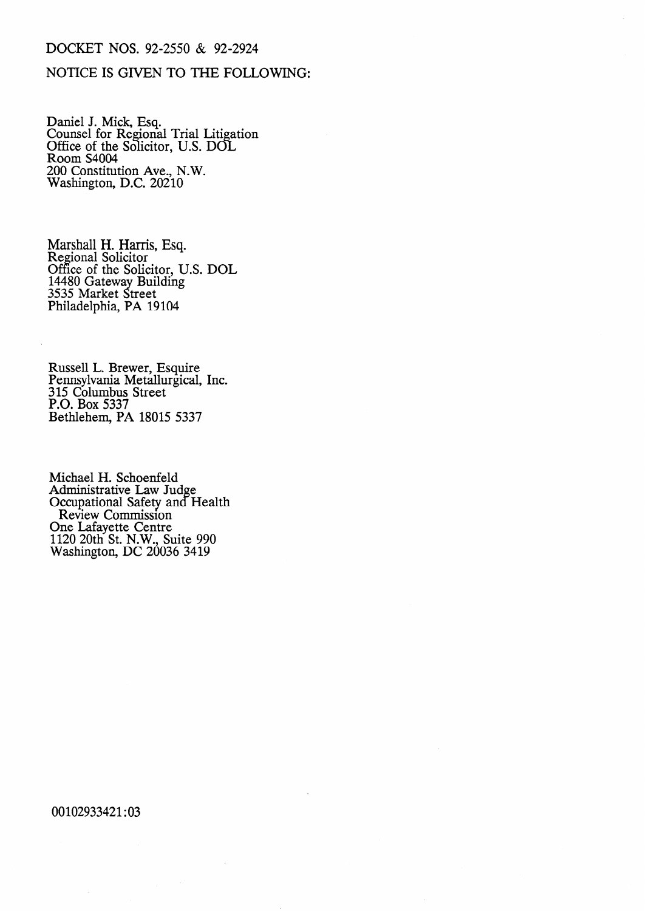DOCKET NOS. 92-2550 & 92-2924

NOTICE IS GIVEN TO THE FOLLOWING:

Daniel J. Mick, Esq.
Counsel for Regional Trial Litigation
Office of the Solicitor, U.S. DOL
Room S4004
200 Constitution Ave., N.W.
Washington, D.C. 20210

Marshall H. Harris, Esq.
Regional Solicitor
Office of the Solicitor, U.S. DOL
14480 Gateway Building
3535 Market Street
Philadelphia, PA 19104

Russell L. Brewer, Esquire
Pennsylvania Metallurgical, Inc.
315 Columbus Street
P.O. Box 5337
Bethlehem, PA 18015 5337

Michael H. Schoenfeld
Administrative Law Judge
Occupational Safety and Health
Review Commission
One Lafayette Centre
1120 20th St. N.W., Suite 990
Washington, DC 20036 3419

00102933421:03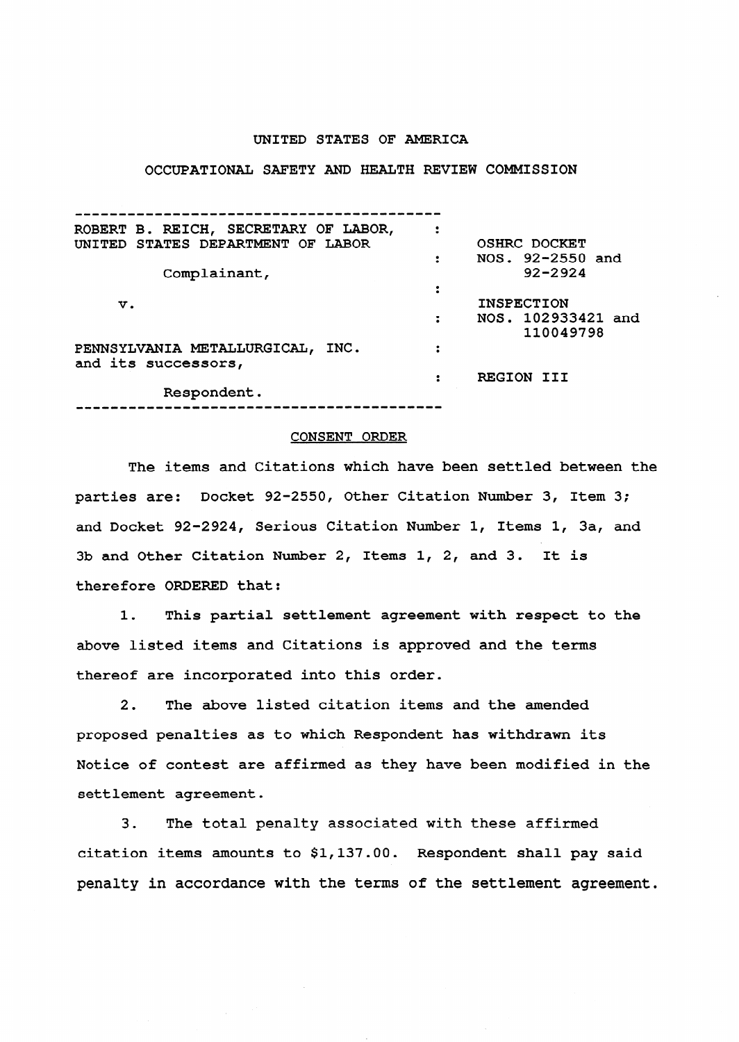UNITED STATES OF AMERICA

OCCUPATIONAL SAFETY AND HEALTH REVIEW COMMISSION

| | | |
|---|---|---|
| ROBERT B. REICH, SECRETARY OF LABOR, UNITED STATES DEPARTMENT OF LABOR | : | OSHRC DOCKET NOS. 92-2550 and 92-2924 |
| Complainant, | : | |
| v. | : | INSPECTION NOS. 102933421 and 110049798 |
| PENNSYLVANIA METALLURGICAL, INC. and its successors, | : | |
| Respondent. | : | REGION III |

CONSENT ORDER

The items and Citations which have been settled between the parties are: Docket 92-2550, Other Citation Number 3, Item 3; and Docket 92-2924, Serious Citation Number 1, Items 1, 3a, and 3b and Other Citation Number 2, Items 1, 2, and 3. It is therefore ORDERED that:

1. This partial settlement agreement with respect to the above listed items and Citations is approved and the terms thereof are incorporated into this order.

2. The above listed citation items and the amended proposed penalties as to which Respondent has withdrawn its Notice of contest are affirmed as they have been modified in the settlement agreement.

3. The total penalty associated with these affirmed citation items amounts to $1,137.00. Respondent shall pay said penalty in accordance with the terms of the settlement agreement.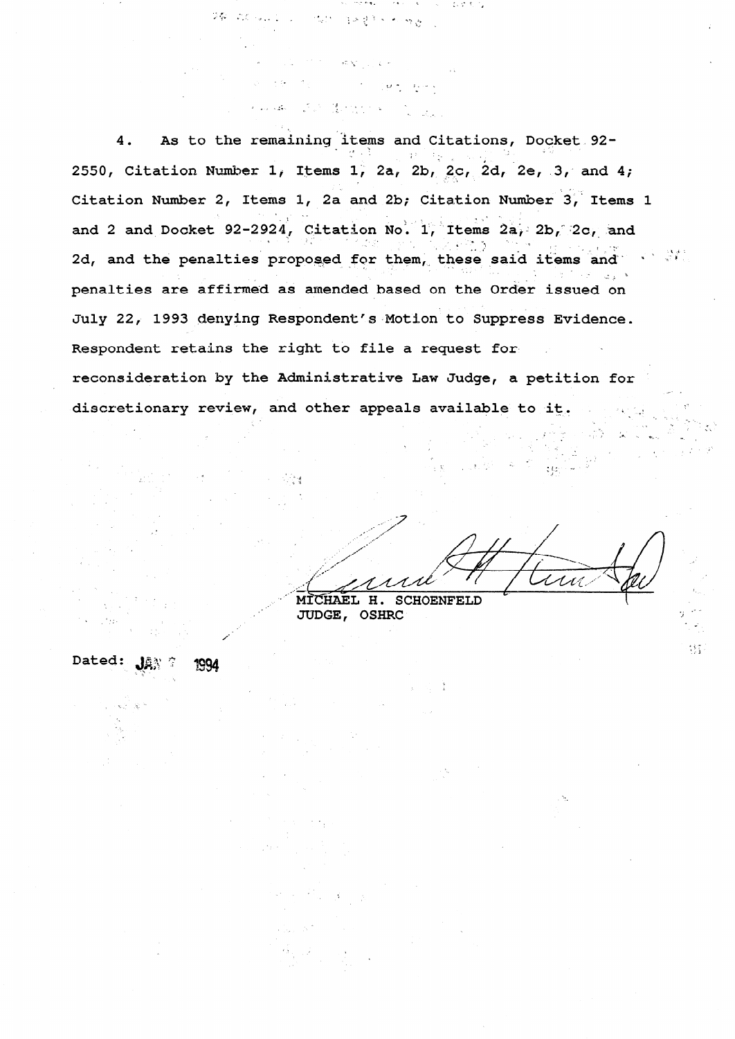4. As to the remaining items and Citations, Docket 92-2550, Citation Number 1, Items 1, 2a, 2b, 2c, 2d, 2e, 3, and 4; Citation Number 2, Items 1, 2a and 2b; Citation Number 3, Items 1 and 2 and Docket 92-2924, Citation No. 1, Items 2a, 2b, 2c, and 2d, and the penalties proposed for them, these said items and penalties are affirmed as amended based on the Order issued on July 22, 1993 denying Respondent's Motion to Suppress Evidence. Respondent retains the right to file a request for reconsideration by the Administrative Law Judge, a petition for discretionary review, and other appeals available to it.

MICHAEL H. SCHOENFELD
JUDGE, OSHRC

Dated: JAN 7 1994